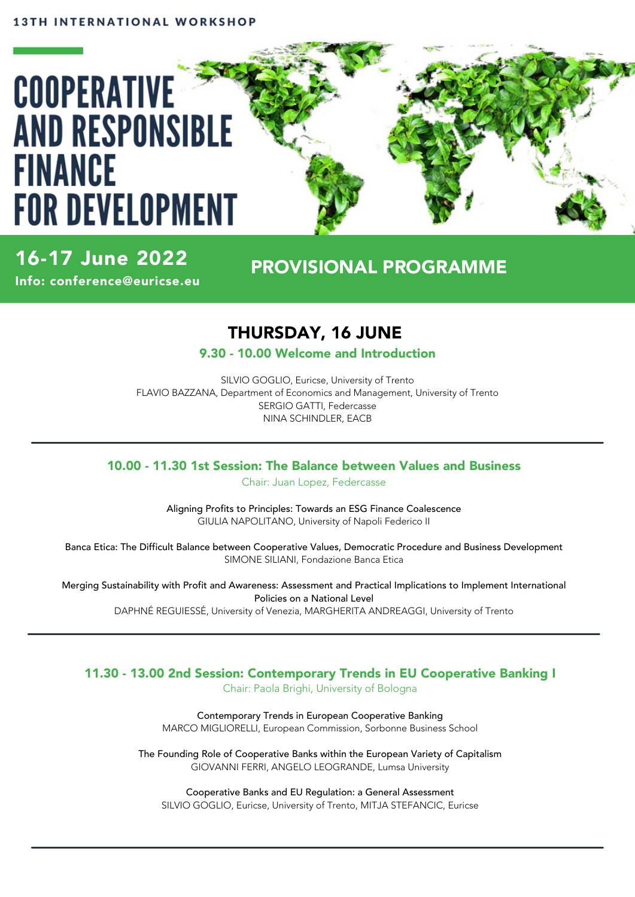13TH INTERNATIONAL WORKSHOP

# COOPERATIVE AND RESPONSIBLE FINANCE FOR DEVELOPMENT

**16-17 June 2022**

**Info: conference@euricse.eu**

## PROVISIONAL PROGRAMME

## THURSDAY, 16 JUNE

### 9.30 - 10.00 Welcome and Introduction

SILVIO GOGLIO, Euricse, University of Trento
FLAVIO BAZZANA, Department of Economics and Management, University of Trento
SERGIO GATTI, Federcasse
NINA SCHINDLER, EACB

---

### 10.00 - 11.30 1st Session: The Balance between Values and Business

Chair: Juan Lopez, Federcasse

Aligning Profits to Principles: Towards an ESG Finance Coalescence
GIULIA NAPOLITANO, University of Napoli Federico II

Banca Etica: The Difficult Balance between Cooperative Values, Democratic Procedure and Business Development
SIMONE SILIANI, Fondazione Banca Etica

Merging Sustainability with Profit and Awareness: Assessment and Practical Implications to Implement International Policies on a National Level
DAPHNÉ REGUIESSÉ, University of Venezia, MARGHERITA ANDREAGGI, University of Trento

---

### 11.30 - 13.00 2nd Session: Contemporary Trends in EU Cooperative Banking I

Chair: Paola Brighi, University of Bologna

Contemporary Trends in European Cooperative Banking
MARCO MIGLIORELLI, European Commission, Sorbonne Business School

The Founding Role of Cooperative Banks within the European Variety of Capitalism
GIOVANNI FERRI, ANGELO LEOGRANDE, Lumsa University

Cooperative Banks and EU Regulation: a General Assessment
SILVIO GOGLIO, Euricse, University of Trento, MITJA STEFANCIC, Euricse

---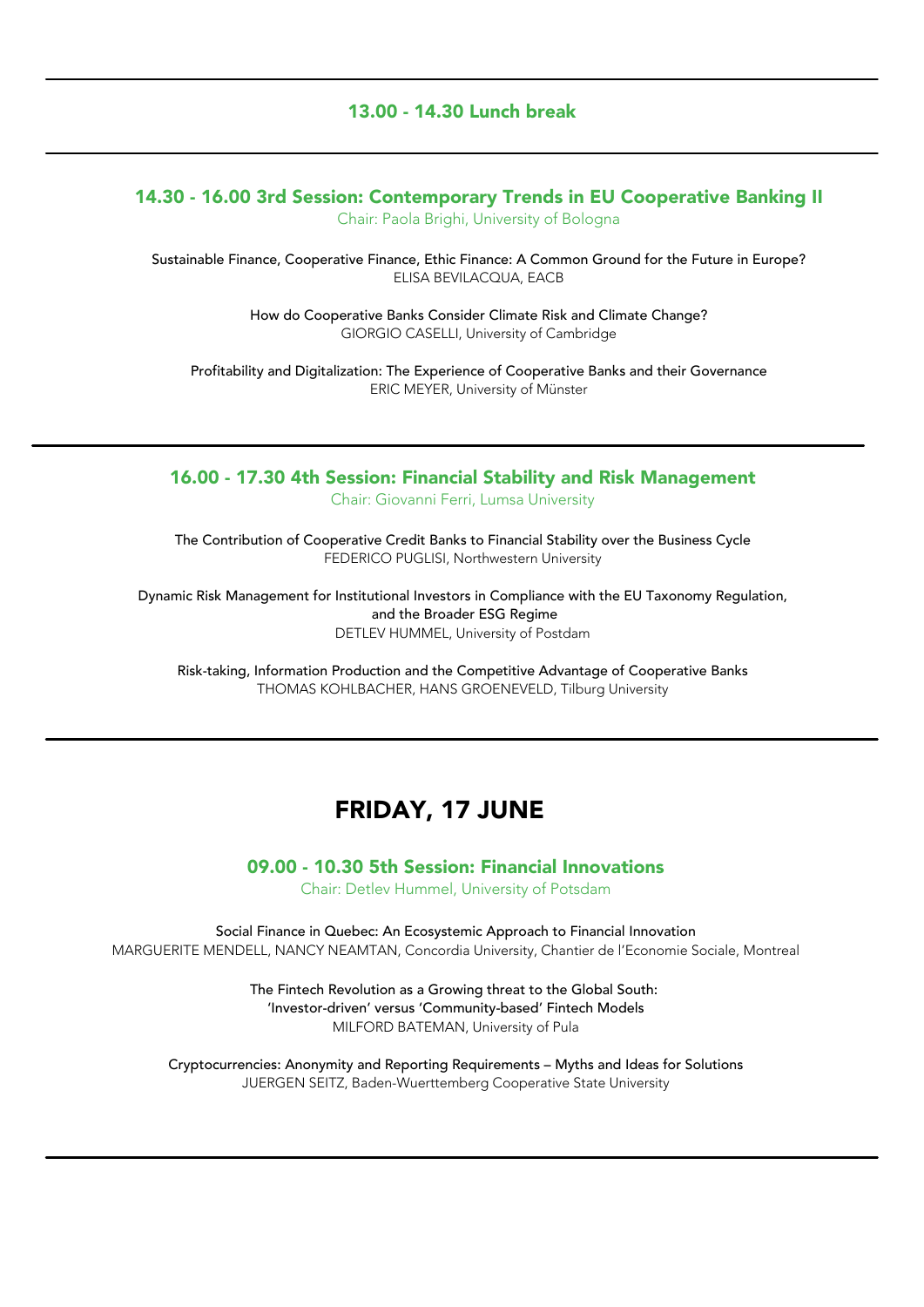## 13.00 - 14.30 Lunch break

## 14.30 - 16.00 3rd Session: Contemporary Trends in EU Cooperative Banking II

Chair: Paola Brighi, University of Bologna

Sustainable Finance, Cooperative Finance, Ethic Finance: A Common Ground for the Future in Europe?
ELISA BEVILACQUA, EACB

How do Cooperative Banks Consider Climate Risk and Climate Change?
GIORGIO CASELLI, University of Cambridge

Profitability and Digitalization: The Experience of Cooperative Banks and their Governance
ERIC MEYER, University of Münster

## 16.00 - 17.30 4th Session: Financial Stability and Risk Management

Chair: Giovanni Ferri, Lumsa University

The Contribution of Cooperative Credit Banks to Financial Stability over the Business Cycle
FEDERICO PUGLISI, Northwestern University

Dynamic Risk Management for Institutional Investors in Compliance with the EU Taxonomy Regulation, and the Broader ESG Regime
DETLEV HUMMEL, University of Postdam

Risk-taking, Information Production and the Competitive Advantage of Cooperative Banks
THOMAS KOHLBACHER, HANS GROENEVELD, Tilburg University

# FRIDAY, 17 JUNE

## 09.00 - 10.30 5th Session: Financial Innovations

Chair: Detlev Hummel, University of Potsdam

Social Finance in Quebec: An Ecosystemic Approach to Financial Innovation
MARGUERITE MENDELL, NANCY NEAMTAN, Concordia University, Chantier de l'Economie Sociale, Montreal

The Fintech Revolution as a Growing threat to the Global South: 'Investor-driven' versus 'Community-based' Fintech Models
MILFORD BATEMAN, University of Pula

Cryptocurrencies: Anonymity and Reporting Requirements – Myths and Ideas for Solutions
JUERGEN SEITZ, Baden-Wuerttemberg Cooperative State University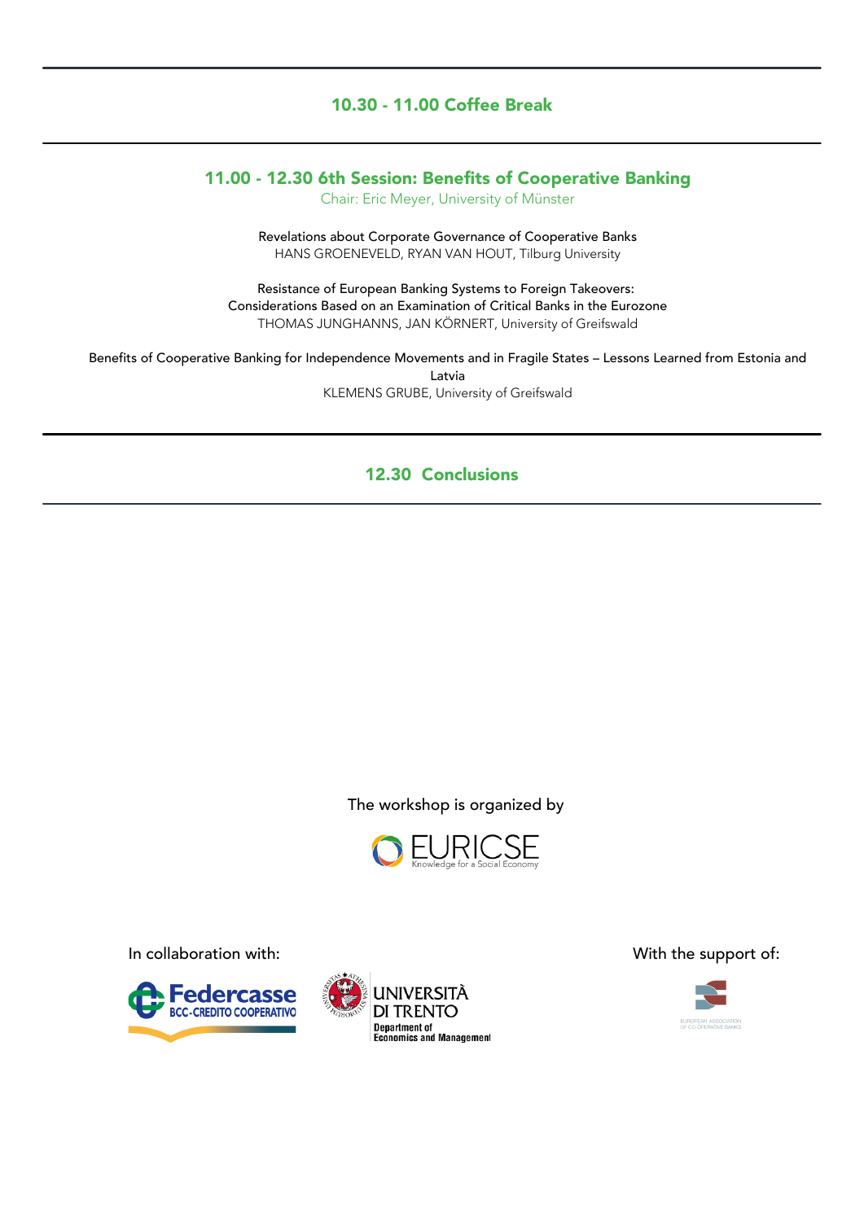## 10.30 - 11.00 Coffee Break

## 11.00 - 12.30 6th Session: Benefits of Cooperative Banking

Chair: Eric Meyer, University of Münster

Revelations about Corporate Governance of Cooperative Banks
HANS GROENEVELD, RYAN VAN HOUT, Tilburg University

Resistance of European Banking Systems to Foreign Takeovers:
Considerations Based on an Examination of Critical Banks in the Eurozone
THOMAS JUNGHANNS, JAN KÖRNERT, University of Greifswald

Benefits of Cooperative Banking for Independence Movements and in Fragile States – Lessons Learned from Estonia and Latvia
KLEMENS GRUBE, University of Greifswald

## 12.30 Conclusions

The workshop is organized by

EURICSE
Knowledge for a Social Economy

In collaboration with:

Federcasse
BCC-CREDITO COOPERATIVO

UNIVERSITÀ DI TRENTO
Department of Economics and Management

With the support of:

EUROPEAN ASSOCIATION OF CO-OPERATIVE BANKS